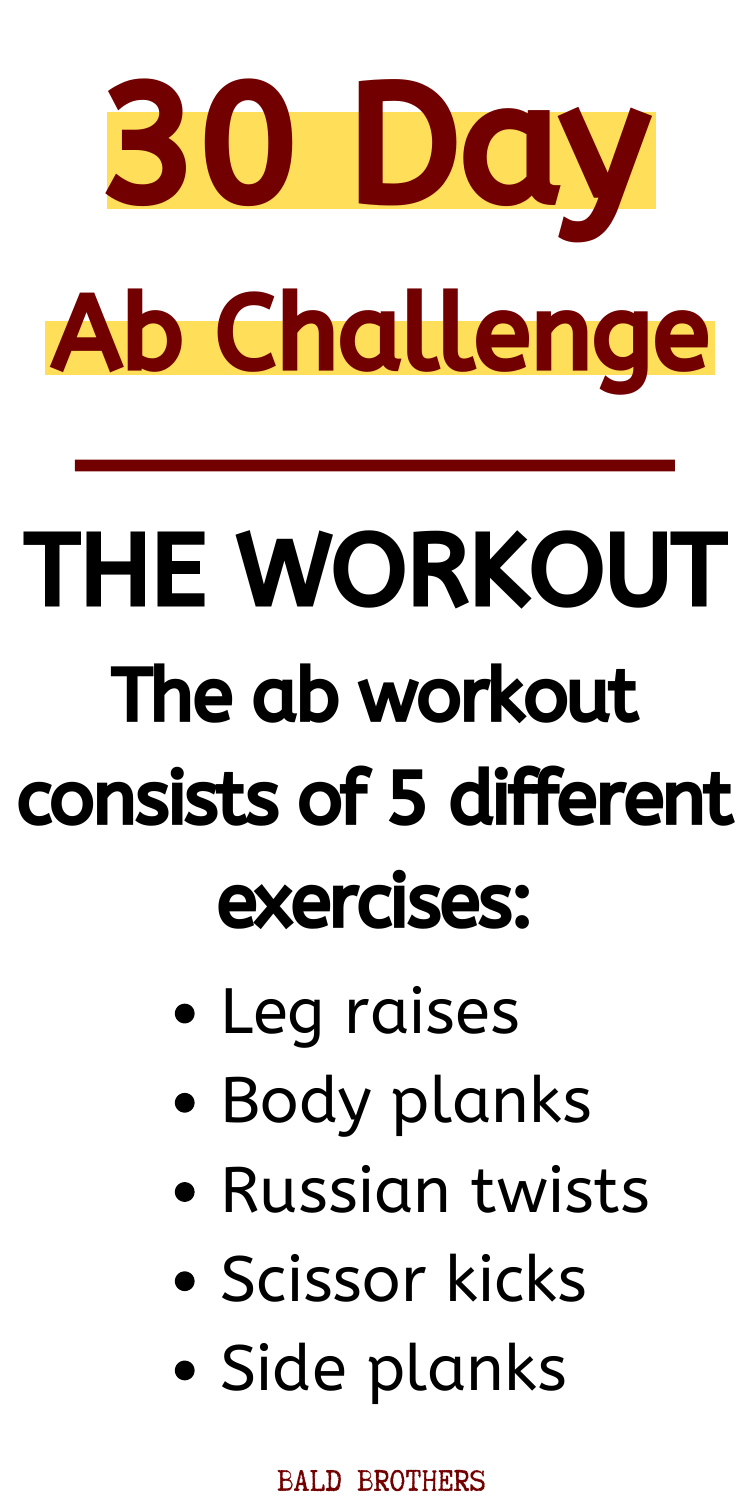# 30 Day Ab Challenge

---

## THE WORKOUT

### The ab workout consists of 5 different exercises:

- Leg raises
- Body planks
- Russian twists
- Scissor kicks
- Side planks

BALD BROTHERS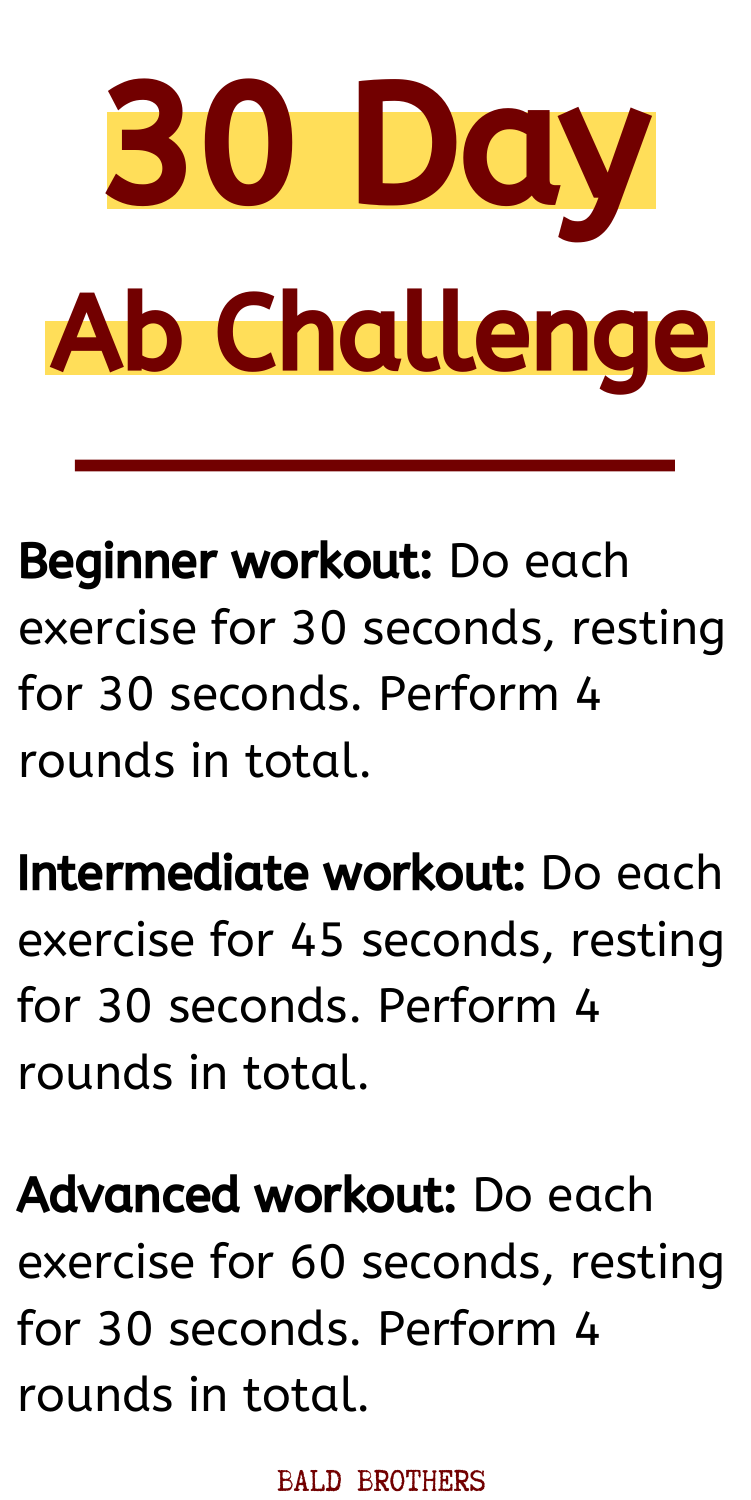# 30 Day Ab Challenge

---

**Beginner workout:** Do each exercise for 30 seconds, resting for 30 seconds. Perform 4 rounds in total.

**Intermediate workout:** Do each exercise for 45 seconds, resting for 30 seconds. Perform 4 rounds in total.

**Advanced workout:** Do each exercise for 60 seconds, resting for 30 seconds. Perform 4 rounds in total.

BALD BROTHERS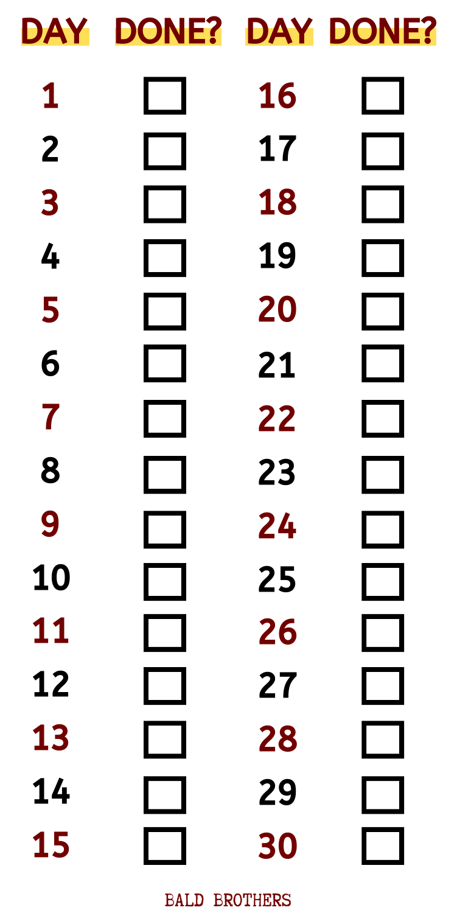| DAY | DONE? | DAY | DONE? |
| --- | --- | --- | --- |
| 1 | ☐ | 16 | ☐ |
| 2 | ☐ | 17 | ☐ |
| 3 | ☐ | 18 | ☐ |
| 4 | ☐ | 19 | ☐ |
| 5 | ☐ | 20 | ☐ |
| 6 | ☐ | 21 | ☐ |
| 7 | ☐ | 22 | ☐ |
| 8 | ☐ | 23 | ☐ |
| 9 | ☐ | 24 | ☐ |
| 10 | ☐ | 25 | ☐ |
| 11 | ☐ | 26 | ☐ |
| 12 | ☐ | 27 | ☐ |
| 13 | ☐ | 28 | ☐ |
| 14 | ☐ | 29 | ☐ |
| 15 | ☐ | 30 | ☐ |

BALD BROTHERS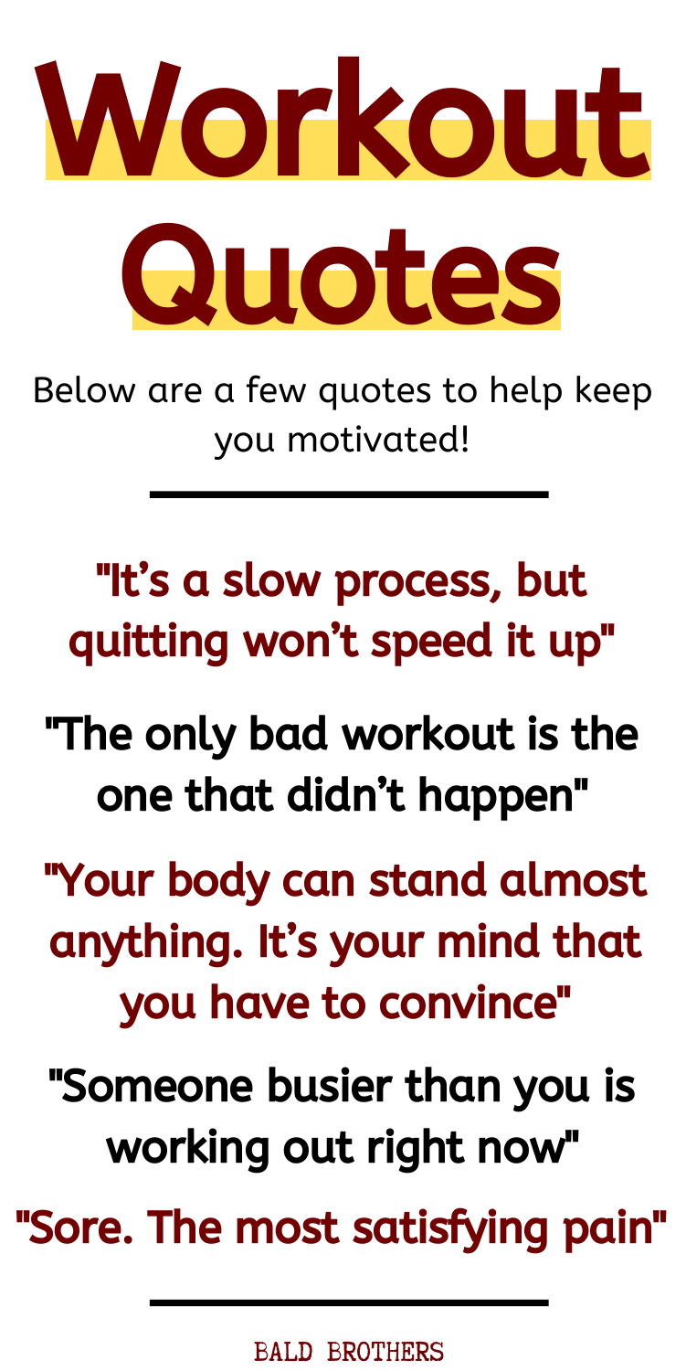# Workout Quotes

Below are a few quotes to help keep you motivated!

---

**"It's a slow process, but quitting won't speed it up"**

**"The only bad workout is the one that didn't happen"**

**"Your body can stand almost anything. It's your mind that you have to convince"**

**"Someone busier than you is working out right now"**

**"Sore. The most satisfying pain"**

---

BALD BROTHERS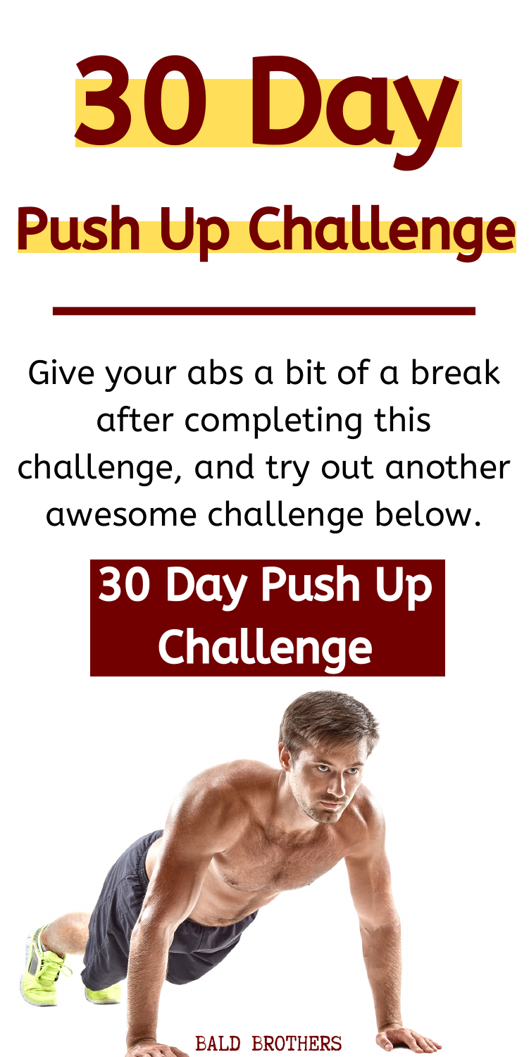# 30 Day

## Push Up Challenge

---

Give your abs a bit of a break after completing this challenge, and try out another awesome challenge below.

**30 Day Push Up Challenge**

BALD BROTHERS